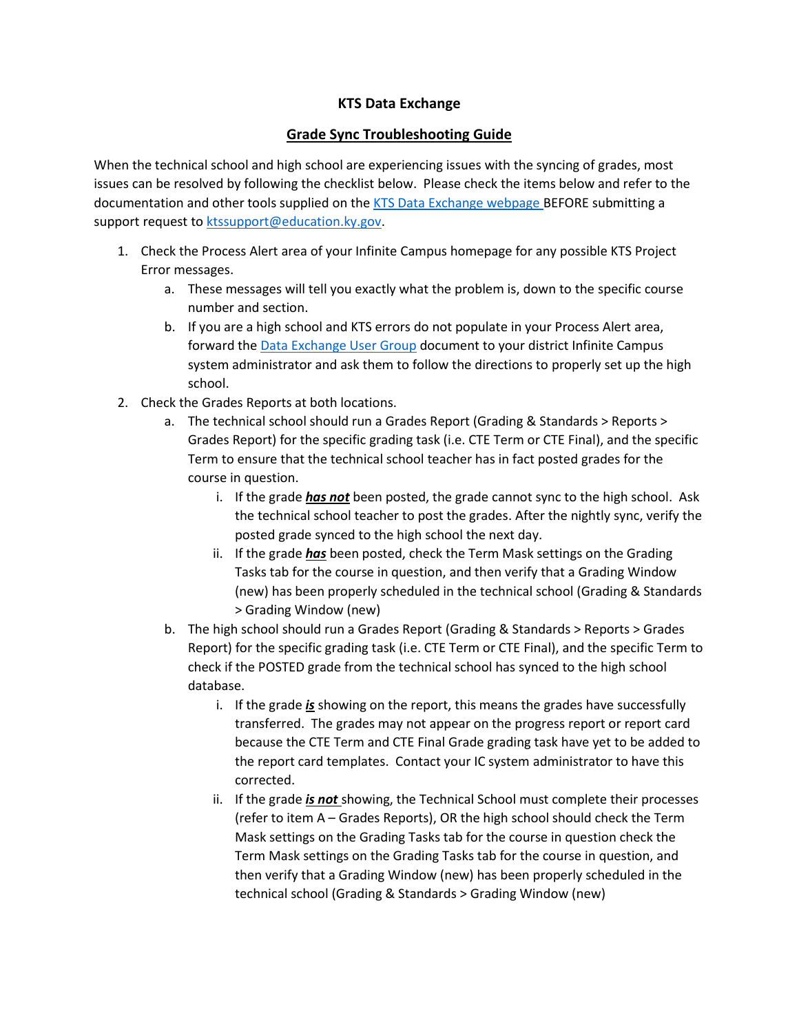**KTS Data Exchange**

**Grade Sync Troubleshooting Guide**

When the technical school and high school are experiencing issues with the syncing of grades, most issues can be resolved by following the checklist below. Please check the items below and refer to the documentation and other tools supplied on the KTS Data Exchange webpage BEFORE submitting a support request to ktssupport@education.ky.gov.

1. Check the Process Alert area of your Infinite Campus homepage for any possible KTS Project Error messages.
   a. These messages will tell you exactly what the problem is, down to the specific course number and section.
   b. If you are a high school and KTS errors do not populate in your Process Alert area, forward the Data Exchange User Group document to your district Infinite Campus system administrator and ask them to follow the directions to properly set up the high school.
2. Check the Grades Reports at both locations.
   a. The technical school should run a Grades Report (Grading & Standards > Reports > Grades Report) for the specific grading task (i.e. CTE Term or CTE Final), and the specific Term to ensure that the technical school teacher has in fact posted grades for the course in question.
      i. If the grade ***has not*** been posted, the grade cannot sync to the high school. Ask the technical school teacher to post the grades. After the nightly sync, verify the posted grade synced to the high school the next day.
      ii. If the grade ***has*** been posted, check the Term Mask settings on the Grading Tasks tab for the course in question, and then verify that a Grading Window (new) has been properly scheduled in the technical school (Grading & Standards > Grading Window (new)
   b. The high school should run a Grades Report (Grading & Standards > Reports > Grades Report) for the specific grading task (i.e. CTE Term or CTE Final), and the specific Term to check if the POSTED grade from the technical school has synced to the high school database.
      i. If the grade ***is*** showing on the report, this means the grades have successfully transferred. The grades may not appear on the progress report or report card because the CTE Term and CTE Final Grade grading task have yet to be added to the report card templates. Contact your IC system administrator to have this corrected.
      ii. If the grade ***is not*** showing, the Technical School must complete their processes (refer to item A – Grades Reports), OR the high school should check the Term Mask settings on the Grading Tasks tab for the course in question check the Term Mask settings on the Grading Tasks tab for the course in question, and then verify that a Grading Window (new) has been properly scheduled in the technical school (Grading & Standards > Grading Window (new)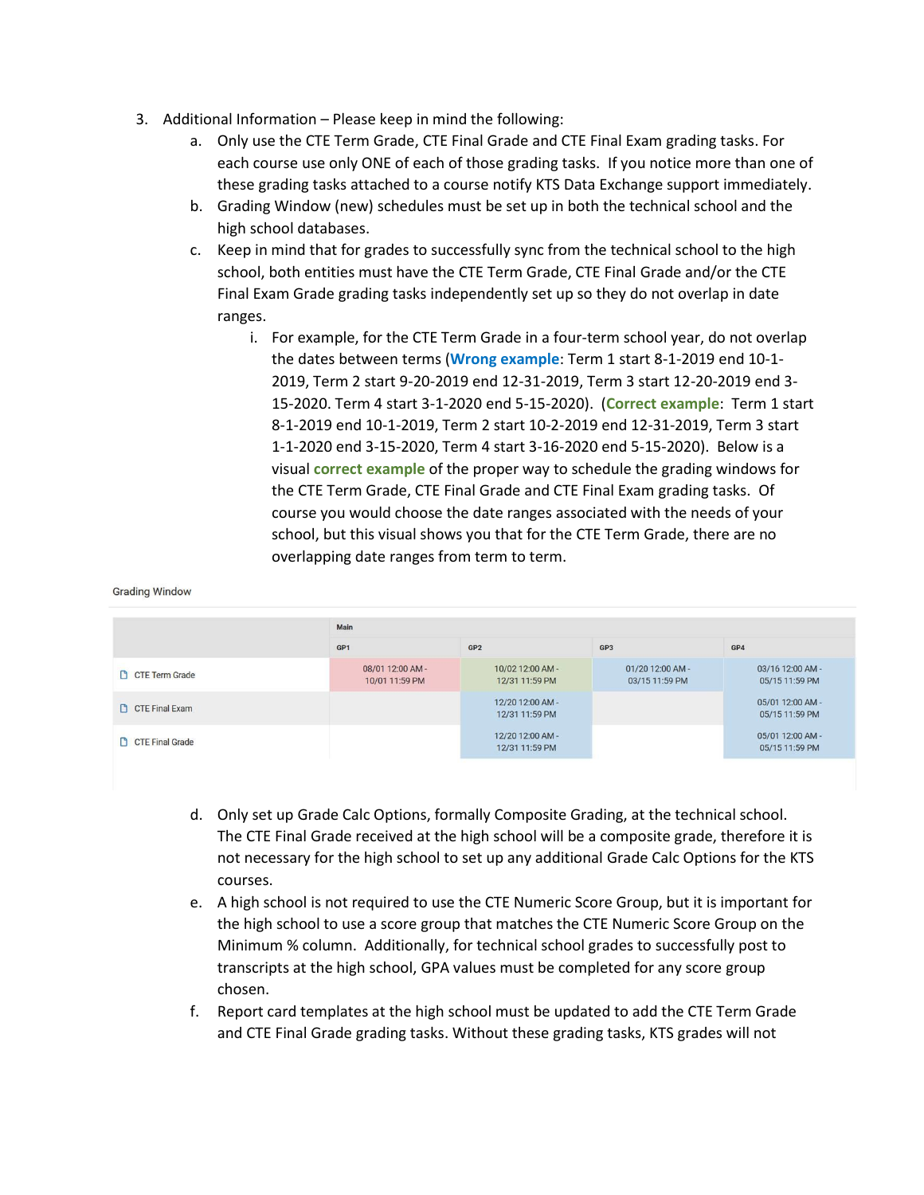3. Additional Information – Please keep in mind the following:
   a. Only use the CTE Term Grade, CTE Final Grade and CTE Final Exam grading tasks. For each course use only ONE of each of those grading tasks. If you notice more than one of these grading tasks attached to a course notify KTS Data Exchange support immediately.
   b. Grading Window (new) schedules must be set up in both the technical school and the high school databases.
   c. Keep in mind that for grades to successfully sync from the technical school to the high school, both entities must have the CTE Term Grade, CTE Final Grade and/or the CTE Final Exam Grade grading tasks independently set up so they do not overlap in date ranges.
      i. For example, for the CTE Term Grade in a four-term school year, do not overlap the dates between terms (**Wrong example**: Term 1 start 8-1-2019 end 10-1-2019, Term 2 start 9-20-2019 end 12-31-2019, Term 3 start 12-20-2019 end 3-15-2020. Term 4 start 3-1-2020 end 5-15-2020). (**Correct example**: Term 1 start 8-1-2019 end 10-1-2019, Term 2 start 10-2-2019 end 12-31-2019, Term 3 start 1-1-2020 end 3-15-2020, Term 4 start 3-16-2020 end 5-15-2020). Below is a visual **correct example** of the proper way to schedule the grading windows for the CTE Term Grade, CTE Final Grade and CTE Final Exam grading tasks. Of course you would choose the date ranges associated with the needs of your school, but this visual shows you that for the CTE Term Grade, there are no overlapping date ranges from term to term.

Grading Window

| | Main | | | |
|---|---|---|---|---|
| | GP1 | GP2 | GP3 | GP4 |
| CTE Term Grade | 08/01 12:00 AM - 10/01 11:59 PM | 10/02 12:00 AM - 12/31 11:59 PM | 01/20 12:00 AM - 03/15 11:59 PM | 03/16 12:00 AM - 05/15 11:59 PM |
| CTE Final Exam | | 12/20 12:00 AM - 12/31 11:59 PM | | 05/01 12:00 AM - 05/15 11:59 PM |
| CTE Final Grade | | 12/20 12:00 AM - 12/31 11:59 PM | | 05/01 12:00 AM - 05/15 11:59 PM |

   d. Only set up Grade Calc Options, formally Composite Grading, at the technical school. The CTE Final Grade received at the high school will be a composite grade, therefore it is not necessary for the high school to set up any additional Grade Calc Options for the KTS courses.
   e. A high school is not required to use the CTE Numeric Score Group, but it is important for the high school to use a score group that matches the CTE Numeric Score Group on the Minimum % column. Additionally, for technical school grades to successfully post to transcripts at the high school, GPA values must be completed for any score group chosen.
   f. Report card templates at the high school must be updated to add the CTE Term Grade and CTE Final Grade grading tasks. Without these grading tasks, KTS grades will not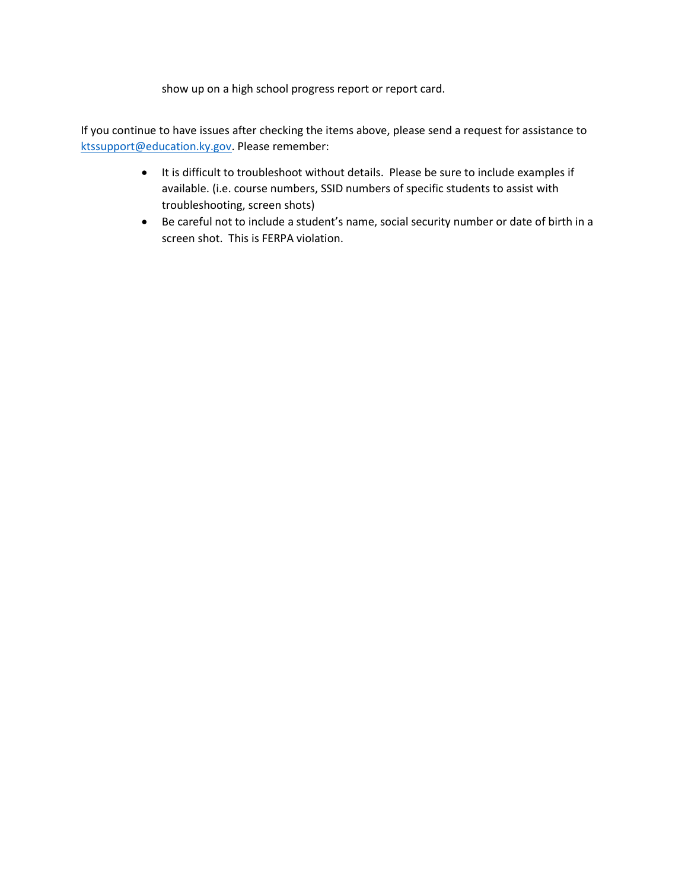show up on a high school progress report or report card.

If you continue to have issues after checking the items above, please send a request for assistance to [ktssupport@education.ky.gov](mailto:ktssupport@education.ky.gov). Please remember:

- It is difficult to troubleshoot without details. Please be sure to include examples if available. (i.e. course numbers, SSID numbers of specific students to assist with troubleshooting, screen shots)
- Be careful not to include a student's name, social security number or date of birth in a screen shot. This is FERPA violation.